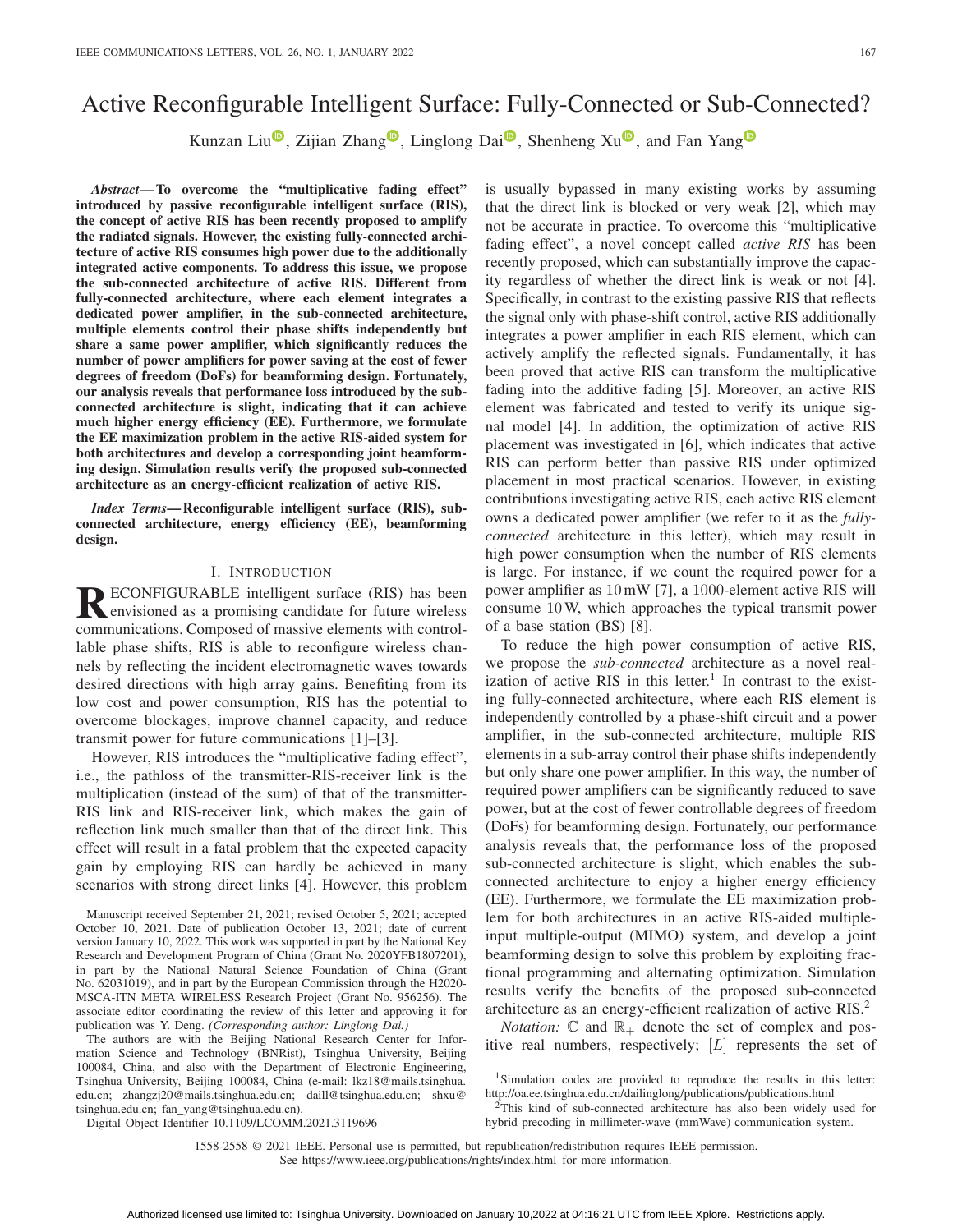# Active Reconfigurable Intelligent Surface: Fully-Connected or Sub-Connected?

Kunzan Liu, Zijian Zhang, Linglong Dai, Shenheng Xu, and Fan Yang

***Abstract*—To overcome the "multiplicative fading effect" introduced by passive reconfigurable intelligent surface (RIS), the concept of active RIS has been recently proposed to amplify the radiated signals. However, the existing fully-connected architecture of active RIS consumes high power due to the additionally integrated active components. To address this issue, we propose the sub-connected architecture of active RIS. Different from fully-connected architecture, where each element integrates a dedicated power amplifier, in the sub-connected architecture, multiple elements control their phase shifts independently but share a same power amplifier, which significantly reduces the number of power amplifiers for power saving at the cost of fewer degrees of freedom (DoFs) for beamforming design. Fortunately, our analysis reveals that performance loss introduced by the sub-connected architecture is slight, indicating that it can achieve much higher energy efficiency (EE). Furthermore, we formulate the EE maximization problem in the active RIS-aided system for both architectures and develop a corresponding joint beamforming design. Simulation results verify the proposed sub-connected architecture as an energy-efficient realization of active RIS.**

***Index Terms*—Reconfigurable intelligent surface (RIS), sub-connected architecture, energy efficiency (EE), beamforming design.**

## I. Introduction

RECONFIGURABLE intelligent surface (RIS) has been envisioned as a promising candidate for future wireless communications. Composed of massive elements with controllable phase shifts, RIS is able to reconfigure wireless channels by reflecting the incident electromagnetic waves towards desired directions with high array gains. Benefiting from its low cost and power consumption, RIS has the potential to overcome blockages, improve channel capacity, and reduce transmit power for future communications [1]–[3].

However, RIS introduces the "multiplicative fading effect", i.e., the pathloss of the transmitter-RIS-receiver link is the multiplication (instead of the sum) of that of the transmitter-RIS link and RIS-receiver link, which makes the gain of reflection link much smaller than that of the direct link. This effect will result in a fatal problem that the expected capacity gain by employing RIS can hardly be achieved in many scenarios with strong direct links [4]. However, this problem is usually bypassed in many existing works by assuming that the direct link is blocked or very weak [2], which may not be accurate in practice. To overcome this "multiplicative fading effect", a novel concept called *active RIS* has been recently proposed, which can substantially improve the capacity regardless of whether the direct link is weak or not [4]. Specifically, in contrast to the existing passive RIS that reflects the signal only with phase-shift control, active RIS additionally integrates a power amplifier in each RIS element, which can actively amplify the reflected signals. Fundamentally, it has been proved that active RIS can transform the multiplicative fading into the additive fading [5]. Moreover, an active RIS element was fabricated and tested to verify its unique signal model [4]. In addition, the optimization of active RIS placement was investigated in [6], which indicates that active RIS can perform better than passive RIS under optimized placement in most practical scenarios. However, in existing contributions investigating active RIS, each active RIS element owns a dedicated power amplifier (we refer to it as the *fully-connected* architecture in this letter), which may result in high power consumption when the number of RIS elements is large. For instance, if we count the required power for a power amplifier as $10\,\mathrm{mW}$ [7], a $1000$-element active RIS will consume $10\,\mathrm{W}$, which approaches the typical transmit power of a base station (BS) [8].

To reduce the high power consumption of active RIS, we propose the *sub-connected* architecture as a novel realization of active RIS in this letter.[1] In contrast to the existing fully-connected architecture, where each RIS element is independently controlled by a phase-shift circuit and a power amplifier, in the sub-connected architecture, multiple RIS elements in a sub-array control their phase shifts independently but only share one power amplifier. In this way, the number of required power amplifiers can be significantly reduced to save power, but at the cost of fewer controllable degrees of freedom (DoFs) for beamforming design. Fortunately, our performance analysis reveals that, the performance loss of the proposed sub-connected architecture is slight, which enables the sub-connected architecture to enjoy a higher energy efficiency (EE). Furthermore, we formulate the EE maximization problem for both architectures in an active RIS-aided multiple-input multiple-output (MIMO) system, and develop a joint beamforming design to solve this problem by exploiting fractional programming and alternating optimization. Simulation results verify the benefits of the proposed sub-connected architecture as an energy-efficient realization of active RIS.[2]

*Notation:* $\mathbb{C}$ and $\mathbb{R}_+$ denote the set of complex and positive real numbers, respectively; $[L]$ represents the set of

---

Manuscript received September 21, 2021; revised October 5, 2021; accepted October 10, 2021. Date of publication October 13, 2021; date of current version January 10, 2022. This work was supported in part by the National Key Research and Development Program of China (Grant No. 2020YFB1807201), in part by the National Natural Science Foundation of China (Grant No. 62031019), and in part by the European Commission through the H2020-MSCA-ITN META WIRELESS Research Project (Grant No. 956256). The associate editor coordinating the review of this letter and approving it for publication was Y. Deng. *(Corresponding author: Linglong Dai.)*

The authors are with the Beijing National Research Center for Information Science and Technology (BNRist), Tsinghua University, Beijing 100084, China, and also with the Department of Electronic Engineering, Tsinghua University, Beijing 100084, China (e-mail: lkz18@mails.tsinghua.edu.cn; zhangzj20@mails.tsinghua.edu.cn; daill@tsinghua.edu.cn; shxu@tsinghua.edu.cn; fan_yang@tsinghua.edu.cn).

Digital Object Identifier 10.1109/LCOMM.2021.3119696

[1] Simulation codes are provided to reproduce the results in this letter: http://oa.ee.tsinghua.edu.cn/dailinglong/publications/publications.html

[2] This kind of sub-connected architecture has also been widely used for hybrid precoding in millimeter-wave (mmWave) communication system.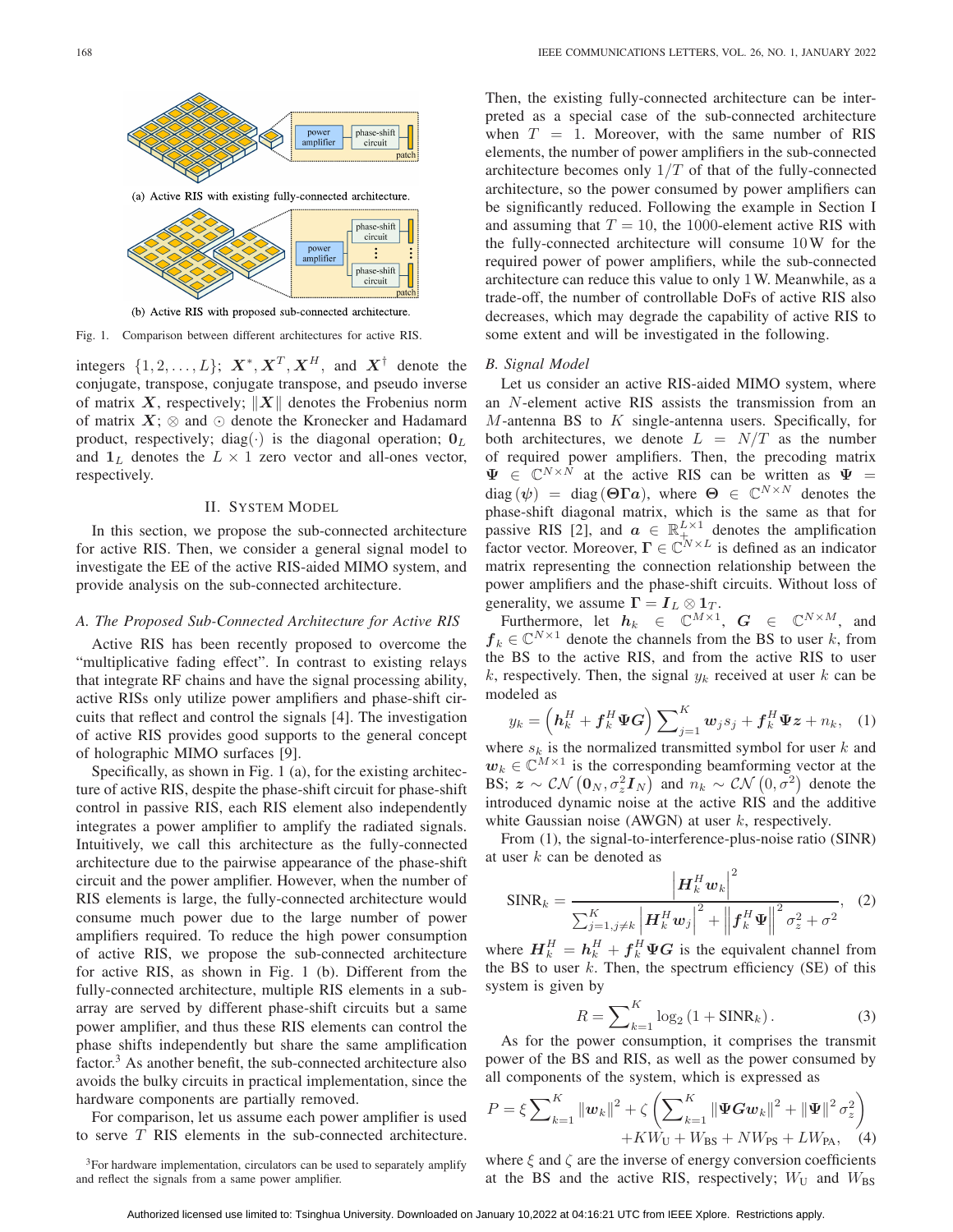(a) Active RIS with existing fully-connected architecture.

(b) Active RIS with proposed sub-connected architecture.

Fig. 1. Comparison between different architectures for active RIS.

integers $\{1, 2, \ldots, L\}$; $\boldsymbol{X}^*, \boldsymbol{X}^T, \boldsymbol{X}^H$, and $\boldsymbol{X}^\dagger$ denote the conjugate, transpose, conjugate transpose, and pseudo inverse of matrix $\boldsymbol{X}$, respectively; $\|\boldsymbol{X}\|$ denotes the Frobenius norm of matrix $\boldsymbol{X}$; $\otimes$ and $\odot$ denote the Kronecker and Hadamard product, respectively; $\operatorname{diag}(\cdot)$ is the diagonal operation; $\boldsymbol{0}_L$ and $\boldsymbol{1}_L$ denotes the $L \times 1$ zero vector and all-ones vector, respectively.

## II. System Model

In this section, we propose the sub-connected architecture for active RIS. Then, we consider a general signal model to investigate the EE of the active RIS-aided MIMO system, and provide analysis on the sub-connected architecture.

### A. The Proposed Sub-Connected Architecture for Active RIS

Active RIS has been recently proposed to overcome the "multiplicative fading effect". In contrast to existing relays that integrate RF chains and have the signal processing ability, active RISs only utilize power amplifiers and phase-shift circuits that reflect and control the signals [4]. The investigation of active RIS provides good supports to the general concept of holographic MIMO surfaces [9].

Specifically, as shown in Fig. 1 (a), for the existing architecture of active RIS, despite the phase-shift circuit for phase-shift control in passive RIS, each RIS element also independently integrates a power amplifier to amplify the radiated signals. Intuitively, we call this architecture as the fully-connected architecture due to the pairwise appearance of the phase-shift circuit and the power amplifier. However, when the number of RIS elements is large, the fully-connected architecture would consume much power due to the large number of power amplifiers required. To reduce the high power consumption of active RIS, we propose the sub-connected architecture for active RIS, as shown in Fig. 1 (b). Different from the fully-connected architecture, multiple RIS elements in a sub-array are served by different phase-shift circuits but a same power amplifier, and thus these RIS elements can control the phase shifts independently but share the same amplification factor.[3] As another benefit, the sub-connected architecture also avoids the bulky circuits in practical implementation, since the hardware components are partially removed.

For comparison, let us assume each power amplifier is used to serve $T$ RIS elements in the sub-connected architecture. Then, the existing fully-connected architecture can be interpreted as a special case of the sub-connected architecture when $T = 1$. Moreover, with the same number of RIS elements, the number of power amplifiers in the sub-connected architecture becomes only $1/T$ of that of the fully-connected architecture, so the power consumed by power amplifiers can be significantly reduced. Following the example in Section I and assuming that $T = 10$, the 1000-element active RIS with the fully-connected architecture will consume 10 W for the required power of power amplifiers, while the sub-connected architecture can reduce this value to only 1 W. Meanwhile, as a trade-off, the number of controllable DoFs of active RIS also decreases, which may degrade the capability of active RIS to some extent and will be investigated in the following.

[3]For hardware implementation, circulators can be used to separately amplify and reflect the signals from a same power amplifier.

### B. Signal Model

Let us consider an active RIS-aided MIMO system, where an $N$-element active RIS assists the transmission from an $M$-antenna BS to $K$ single-antenna users. Specifically, for both architectures, we denote $L = N/T$ as the number of required power amplifiers. Then, the precoding matrix $\boldsymbol{\Psi} \in \mathbb{C}^{N\times N}$ at the active RIS can be written as $\boldsymbol{\Psi} = \operatorname{diag}(\boldsymbol{\psi}) = \operatorname{diag}(\boldsymbol{\Theta\Gamma a})$, where $\boldsymbol{\Theta} \in \mathbb{C}^{N\times N}$ denotes the phase-shift diagonal matrix, which is the same as that for passive RIS [2], and $\boldsymbol{a} \in \mathbb{R}_+^{L\times 1}$ denotes the amplification factor vector. Moreover, $\boldsymbol{\Gamma} \in \mathbb{C}^{N\times L}$ is defined as an indicator matrix representing the connection relationship between the power amplifiers and the phase-shift circuits. Without loss of generality, we assume $\boldsymbol{\Gamma} = \boldsymbol{I}_L \otimes \boldsymbol{1}_T$.

Furthermore, let $\boldsymbol{h}_k \in \mathbb{C}^{M\times 1}$, $\boldsymbol{G} \in \mathbb{C}^{N\times M}$, and $\boldsymbol{f}_k \in \mathbb{C}^{N\times 1}$ denote the channels from the BS to user $k$, from the BS to the active RIS, and from the active RIS to user $k$, respectively. Then, the signal $y_k$ received at user $k$ can be modeled as

$$y_k = \left(\boldsymbol{h}_k^H + \boldsymbol{f}_k^H \boldsymbol{\Psi} \boldsymbol{G}\right) \sum\nolimits_{j=1}^{K} \boldsymbol{w}_j s_j + \boldsymbol{f}_k^H \boldsymbol{\Psi} \boldsymbol{z} + n_k, \quad (1)$$

where $s_k$ is the normalized transmitted symbol for user $k$ and $\boldsymbol{w}_k \in \mathbb{C}^{M\times 1}$ is the corresponding beamforming vector at the BS; $\boldsymbol{z} \sim \mathcal{CN}\left(\boldsymbol{0}_N, \sigma_z^2 \boldsymbol{I}_N\right)$ and $n_k \sim \mathcal{CN}\left(0, \sigma^2\right)$ denote the introduced dynamic noise at the active RIS and the additive white Gaussian noise (AWGN) at user $k$, respectively.

From (1), the signal-to-interference-plus-noise ratio (SINR) at user $k$ can be denoted as

$$\mathrm{SINR}_k = \frac{\left|\boldsymbol{H}_k^H \boldsymbol{w}_k\right|^2}{\sum_{j=1, j\neq k}^{K} \left|\boldsymbol{H}_k^H \boldsymbol{w}_j\right|^2 + \left\|\boldsymbol{f}_k^H \boldsymbol{\Psi}\right\|^2 \sigma_z^2 + \sigma^2}, \quad (2)$$

where $\boldsymbol{H}_k^H = \boldsymbol{h}_k^H + \boldsymbol{f}_k^H \boldsymbol{\Psi} \boldsymbol{G}$ is the equivalent channel from the BS to user $k$. Then, the spectrum efficiency (SE) of this system is given by

$$R = \sum\nolimits_{k=1}^{K} \log_2\left(1 + \mathrm{SINR}_k\right). \quad (3)$$

As for the power consumption, it comprises the transmit power of the BS and RIS, as well as the power consumed by all components of the system, which is expressed as

$$P = \xi \sum\nolimits_{k=1}^{K} \|\boldsymbol{w}_k\|^2 + \zeta \left(\sum\nolimits_{k=1}^{K} \|\boldsymbol{\Psi} \boldsymbol{G} \boldsymbol{w}_k\|^2 + \|\boldsymbol{\Psi}\|^2 \sigma_z^2\right) + K W_{\mathrm{U}} + W_{\mathrm{BS}} + N W_{\mathrm{PS}} + L W_{\mathrm{PA}}, \quad (4)$$

where $\xi$ and $\zeta$ are the inverse of energy conversion coefficients at the BS and the active RIS, respectively; $W_{\mathrm{U}}$ and $W_{\mathrm{BS}}$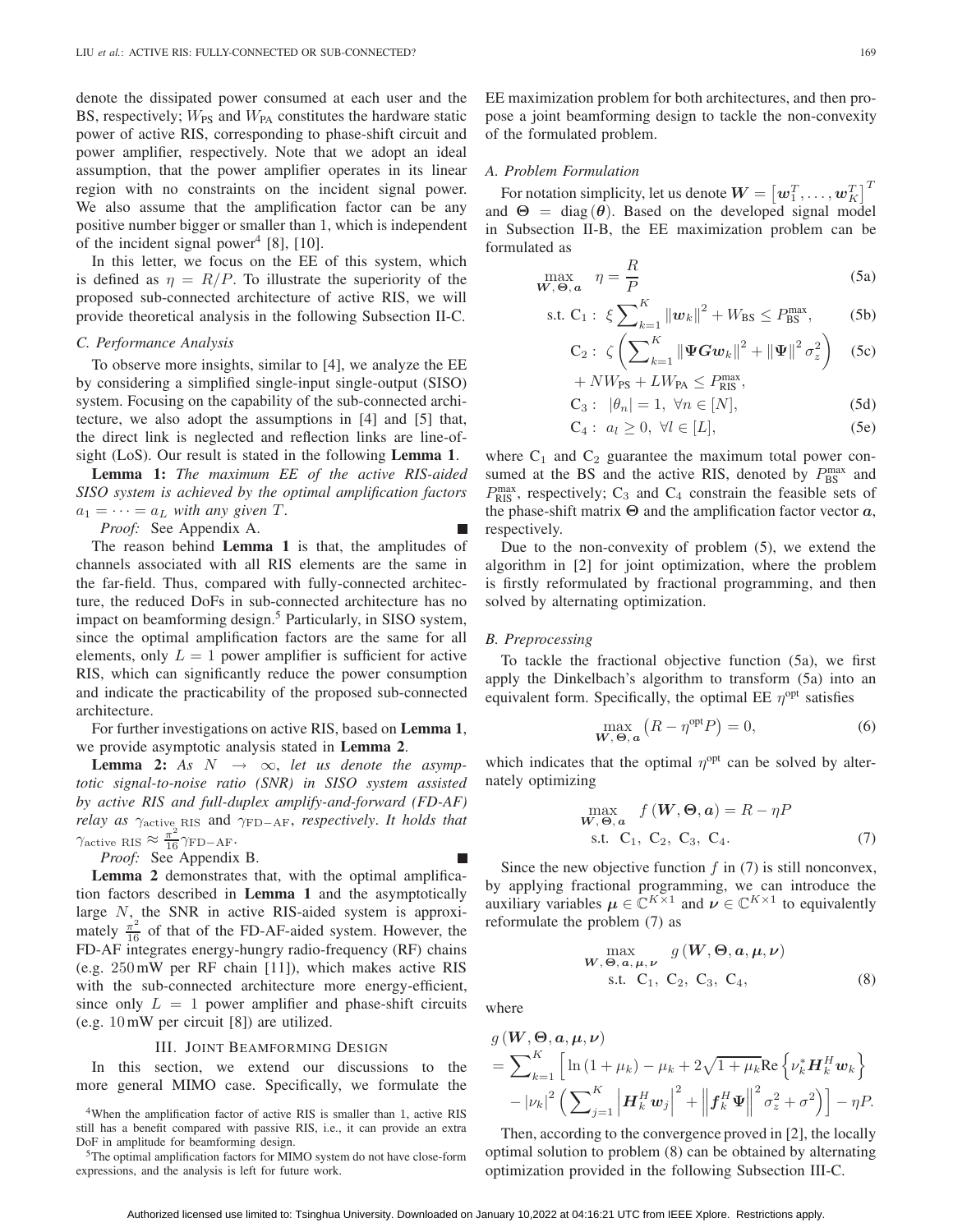denote the dissipated power consumed at each user and the BS, respectively; $W_{\text{PS}}$ and $W_{\text{PA}}$ constitutes the hardware static power of active RIS, corresponding to phase-shift circuit and power amplifier, respectively. Note that we adopt an ideal assumption, that the power amplifier operates in its linear region with no constraints on the incident signal power. We also assume that the amplification factor can be any positive number bigger or smaller than 1, which is independent of the incident signal power[4] [8], [10].

In this letter, we focus on the EE of this system, which is defined as $\eta = R/P$. To illustrate the superiority of the proposed sub-connected architecture of active RIS, we will provide theoretical analysis in the following Subsection II-C.

### C. Performance Analysis

To observe more insights, similar to [4], we analyze the EE by considering a simplified single-input single-output (SISO) system. Focusing on the capability of the sub-connected architecture, we also adopt the assumptions in [4] and [5] that, the direct link is neglected and reflection links are line-of-sight (LoS). Our result is stated in the following **Lemma 1**.

**Lemma 1:** *The maximum EE of the active RIS-aided SISO system is achieved by the optimal amplification factors $a_1 = \cdots = a_L$ with any given $T$.*

*Proof:* See Appendix A. ■

The reason behind **Lemma 1** is that, the amplitudes of channels associated with all RIS elements are the same in the far-field. Thus, compared with fully-connected architecture, the reduced DoFs in sub-connected architecture has no impact on beamforming design.[5] Particularly, in SISO system, since the optimal amplification factors are the same for all elements, only $L = 1$ power amplifier is sufficient for active RIS, which can significantly reduce the power consumption and indicate the practicability of the proposed sub-connected architecture.

For further investigations on active RIS, based on **Lemma 1**, we provide asymptotic analysis stated in **Lemma 2**.

**Lemma 2:** *As $N \rightarrow \infty$, let us denote the asymptotic signal-to-noise ratio (SNR) in SISO system assisted by active RIS and full-duplex amplify-and-forward (FD-AF) relay as $\gamma_{\text{active RIS}}$ and $\gamma_{\text{FD-AF}}$, respectively. It holds that $\gamma_{\text{active RIS}} \approx \frac{\pi^2}{16}\gamma_{\text{FD-AF}}$.*

*Proof:* See Appendix B. ■

**Lemma 2** demonstrates that, with the optimal amplification factors described in **Lemma 1** and the asymptotically large $N$, the SNR in active RIS-aided system is approximately $\frac{\pi^2}{16}$ of that of the FD-AF-aided system. However, the FD-AF integrates energy-hungry radio-frequency (RF) chains (e.g. 250 mW per RF chain [11]), which makes active RIS with the sub-connected architecture more energy-efficient, since only $L = 1$ power amplifier and phase-shift circuits (e.g. 10 mW per circuit [8]) are utilized.

## III. Joint Beamforming Design

In this section, we extend our discussions to the more general MIMO case. Specifically, we formulate the EE maximization problem for both architectures, and then propose a joint beamforming design to tackle the non-convexity of the formulated problem.

### A. Problem Formulation

For notation simplicity, let us denote $\boldsymbol{W} = \left[\boldsymbol{w}_1^T, \ldots, \boldsymbol{w}_K^T\right]^T$ and $\boldsymbol{\Theta} = \operatorname{diag}(\boldsymbol{\theta})$. Based on the developed signal model in Subsection II-B, the EE maximization problem can be formulated as

$$\max_{\boldsymbol{W},\, \boldsymbol{\Theta},\, \boldsymbol{a}} \quad \eta = \frac{R}{P} \tag{5a}$$

$$\text{s.t. } \mathrm{C}_1: \ \xi \sum\nolimits_{k=1}^{K} \left\|\boldsymbol{w}_k\right\|^2 + W_{\text{BS}} \le P_{\text{BS}}^{\max}, \tag{5b}$$

$$\mathrm{C}_2: \ \zeta \left( \sum\nolimits_{k=1}^{K} \left\|\boldsymbol{\Psi}\boldsymbol{G}\boldsymbol{w}_k\right\|^2 + \left\|\boldsymbol{\Psi}\right\|^2 \sigma_z^2 \right) + N W_{\text{PS}} + L W_{\text{PA}} \le P_{\text{RIS}}^{\max}, \tag{5c}$$

$$\mathrm{C}_3: \ |\theta_n| = 1, \ \forall n \in [N], \tag{5d}$$

$$\mathrm{C}_4: \ a_l \ge 0, \ \forall l \in [L], \tag{5e}$$

where $\mathrm{C}_1$ and $\mathrm{C}_2$ guarantee the maximum total power consumed at the BS and the active RIS, denoted by $P_{\text{BS}}^{\max}$ and $P_{\text{RIS}}^{\max}$, respectively; $\mathrm{C}_3$ and $\mathrm{C}_4$ constrain the feasible sets of the phase-shift matrix $\boldsymbol{\Theta}$ and the amplification factor vector $\boldsymbol{a}$, respectively.

Due to the non-convexity of problem (5), we extend the algorithm in [2] for joint optimization, where the problem is firstly reformulated by fractional programming, and then solved by alternating optimization.

### B. Preprocessing

To tackle the fractional objective function (5a), we first apply the Dinkelbach's algorithm to transform (5a) into an equivalent form. Specifically, the optimal EE $\eta^{\text{opt}}$ satisfies

$$\max_{\boldsymbol{W},\, \boldsymbol{\Theta},\, \boldsymbol{a}} \left(R - \eta^{\text{opt}} P\right) = 0, \tag{6}$$

which indicates that the optimal $\eta^{\text{opt}}$ can be solved by alternately optimizing

$$\begin{aligned} \max_{\boldsymbol{W},\, \boldsymbol{\Theta},\, \boldsymbol{a}} \quad & f\left(\boldsymbol{W}, \boldsymbol{\Theta}, \boldsymbol{a}\right) = R - \eta P \\ \text{s.t.} \quad & \mathrm{C}_1, \ \mathrm{C}_2, \ \mathrm{C}_3, \ \mathrm{C}_4. \end{aligned} \tag{7}$$

Since the new objective function $f$ in (7) is still nonconvex, by applying fractional programming, we can introduce the auxiliary variables $\boldsymbol{\mu} \in \mathbb{C}^{K\times 1}$ and $\boldsymbol{\nu} \in \mathbb{C}^{K\times 1}$ to equivalently reformulate the problem (7) as

$$\begin{aligned} \max_{\boldsymbol{W},\, \boldsymbol{\Theta},\, \boldsymbol{a},\, \boldsymbol{\mu},\, \boldsymbol{\nu}} \quad & g\left(\boldsymbol{W}, \boldsymbol{\Theta}, \boldsymbol{a}, \boldsymbol{\mu}, \boldsymbol{\nu}\right) \\ \text{s.t.} \quad & \mathrm{C}_1, \ \mathrm{C}_2, \ \mathrm{C}_3, \ \mathrm{C}_4, \end{aligned} \tag{8}$$

where

$$\begin{aligned} & g\left(\boldsymbol{W}, \boldsymbol{\Theta}, \boldsymbol{a}, \boldsymbol{\mu}, \boldsymbol{\nu}\right) \\ &= \sum\nolimits_{k=1}^{K} \Big[ \ln\left(1+\mu_k\right) - \mu_k + 2\sqrt{1+\mu_k}\,\mathrm{Re}\left\{\nu_k^* \boldsymbol{H}_k^H \boldsymbol{w}_k\right\} \\ &\quad - \left|\nu_k\right|^2 \Big( \sum\nolimits_{j=1}^{K} \left|\boldsymbol{H}_k^H \boldsymbol{w}_j\right|^2 + \left\|\boldsymbol{f}_k^H \boldsymbol{\Psi}\right\|^2 \sigma_z^2 + \sigma^2 \Big) \Big] - \eta P. \end{aligned}$$

Then, according to the convergence proved in [2], the locally optimal solution to problem (8) can be obtained by alternating optimization provided in the following Subsection III-C.

[4] When the amplification factor of active RIS is smaller than 1, active RIS still has a benefit compared with passive RIS, i.e., it can provide an extra DoF in amplitude for beamforming design.

[5] The optimal amplification factors for MIMO system do not have close-form expressions, and the analysis is left for future work.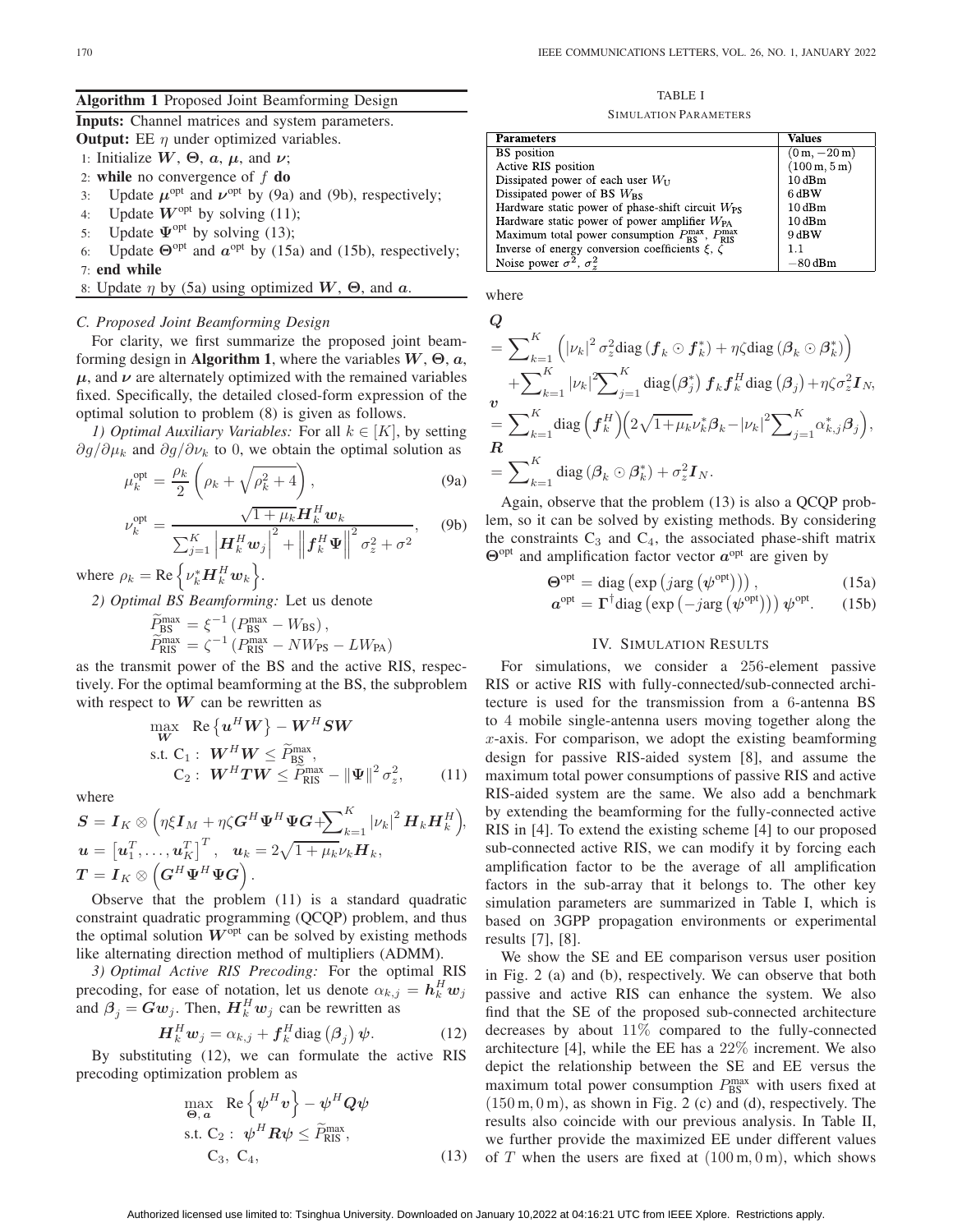**Algorithm 1** Proposed Joint Beamforming Design

**Inputs:** Channel matrices and system parameters.

**Output:** EE $\eta$ under optimized variables.

1: Initialize $\boldsymbol{W}$, $\boldsymbol{\Theta}$, $\boldsymbol{a}$, $\boldsymbol{\mu}$, and $\boldsymbol{\nu}$;
2: **while** no convergence of $f$ **do**
3: Update $\boldsymbol{\mu}^{\text{opt}}$ and $\boldsymbol{\nu}^{\text{opt}}$ by (9a) and (9b), respectively;
4: Update $\boldsymbol{W}^{\text{opt}}$ by solving (11);
5: Update $\boldsymbol{\Psi}^{\text{opt}}$ by solving (13);
6: Update $\boldsymbol{\Theta}^{\text{opt}}$ and $\boldsymbol{a}^{\text{opt}}$ by (15a) and (15b), respectively;
7: **end while**
8: Update $\eta$ by (5a) using optimized $\boldsymbol{W}$, $\boldsymbol{\Theta}$, and $\boldsymbol{a}$.

### C. Proposed Joint Beamforming Design

For clarity, we first summarize the proposed joint beamforming design in **Algorithm 1**, where the variables $\boldsymbol{W}$, $\boldsymbol{\Theta}$, $\boldsymbol{a}$, $\boldsymbol{\mu}$, and $\boldsymbol{\nu}$ are alternately optimized with the remained variables fixed. Specifically, the detailed closed-form expression of the optimal solution to problem (8) is given as follows.

*1) Optimal Auxiliary Variables:* For all $k \in [K]$, by setting $\partial g/\partial \mu_k$ and $\partial g/\partial \nu_k$ to 0, we obtain the optimal solution as

$$\mu_k^{\text{opt}} = \frac{\rho_k}{2}\left(\rho_k + \sqrt{\rho_k^2 + 4}\right), \tag{9a}$$

$$\nu_k^{\text{opt}} = \frac{\sqrt{1+\mu_k}\boldsymbol{H}_k^H \boldsymbol{w}_k}{\sum_{j=1}^K \left|\boldsymbol{H}_k^H \boldsymbol{w}_j\right|^2 + \left\|\boldsymbol{f}_k^H \boldsymbol{\Psi}\right\|^2 \sigma_z^2 + \sigma^2}, \tag{9b}$$

where $\rho_k = \text{Re}\left\{\nu_k^* \boldsymbol{H}_k^H \boldsymbol{w}_k\right\}$.

*2) Optimal BS Beamforming:* Let us denote

$$\widetilde{P}_{\text{BS}}^{\max} = \xi^{-1}\left(P_{\text{BS}}^{\max} - W_{\text{BS}}\right),$$
$$\widetilde{P}_{\text{RIS}}^{\max} = \zeta^{-1}\left(P_{\text{RIS}}^{\max} - NW_{\text{PS}} - LW_{\text{PA}}\right)$$

as the transmit power of the BS and the active RIS, respectively. For the optimal beamforming at the BS, the subproblem with respect to $\boldsymbol{W}$ can be rewritten as

$$\begin{aligned}
\max_{\boldsymbol{W}} \quad & \text{Re}\left\{\boldsymbol{u}^H \boldsymbol{W}\right\} - \boldsymbol{W}^H \boldsymbol{S} \boldsymbol{W} \\
\text{s.t. } & \text{C}_1: \ \boldsymbol{W}^H \boldsymbol{W} \le \widetilde{P}_{\text{BS}}^{\max}, \\
& \text{C}_2: \ \boldsymbol{W}^H \boldsymbol{T} \boldsymbol{W} \le \widetilde{P}_{\text{RIS}}^{\max} - \|\boldsymbol{\Psi}\|^2 \sigma_z^2,
\end{aligned} \tag{11}$$

where

$$\boldsymbol{S} = \boldsymbol{I}_K \otimes \left(\eta\xi \boldsymbol{I}_M + \eta\zeta \boldsymbol{G}^H \boldsymbol{\Psi}^H \boldsymbol{\Psi} \boldsymbol{G} + \sum_{k=1}^K |\nu_k|^2 \boldsymbol{H}_k \boldsymbol{H}_k^H\right),$$
$$\boldsymbol{u} = \left[\boldsymbol{u}_1^T, \ldots, \boldsymbol{u}_K^T\right]^T, \quad \boldsymbol{u}_k = 2\sqrt{1+\mu_k}\nu_k \boldsymbol{H}_k,$$
$$\boldsymbol{T} = \boldsymbol{I}_K \otimes \left(\boldsymbol{G}^H \boldsymbol{\Psi}^H \boldsymbol{\Psi} \boldsymbol{G}\right).$$

Observe that the problem (11) is a standard quadratic constraint quadratic programming (QCQP) problem, and thus the optimal solution $\boldsymbol{W}^{\text{opt}}$ can be solved by existing methods like alternating direction method of multipliers (ADMM).

*3) Optimal Active RIS Precoding:* For the optimal RIS precoding, for ease of notation, let us denote $\alpha_{k,j} = \boldsymbol{h}_k^H \boldsymbol{w}_j$ and $\boldsymbol{\beta}_j = \boldsymbol{G}\boldsymbol{w}_j$. Then, $\boldsymbol{H}_k^H \boldsymbol{w}_j$ can be rewritten as

$$\boldsymbol{H}_k^H \boldsymbol{w}_j = \alpha_{k,j} + \boldsymbol{f}_k^H \text{diag}\left(\boldsymbol{\beta}_j\right)\boldsymbol{\psi}. \tag{12}$$

By substituting (12), we can formulate the active RIS precoding optimization problem as

$$\begin{aligned}
\max_{\boldsymbol{\Theta}, \boldsymbol{a}} \quad & \text{Re}\left\{\boldsymbol{\psi}^H \boldsymbol{v}\right\} - \boldsymbol{\psi}^H \boldsymbol{Q} \boldsymbol{\psi} \\
\text{s.t. } & \text{C}_2: \ \boldsymbol{\psi}^H \boldsymbol{R} \boldsymbol{\psi} \le \widetilde{P}_{\text{RIS}}^{\max}, \\
& \text{C}_3, \ \text{C}_4,
\end{aligned} \tag{13}$$

where

$$\begin{aligned}
\boldsymbol{Q} &= \sum_{k=1}^K \left(|\nu_k|^2 \sigma_z^2 \text{diag}\left(\boldsymbol{f}_k \odot \boldsymbol{f}_k^*\right) + \eta\zeta \text{diag}\left(\boldsymbol{\beta}_k \odot \boldsymbol{\beta}_k^*\right)\right) \\
&\quad + \sum_{k=1}^K |\nu_k|^2 \sum_{j=1}^K \text{diag}\left(\boldsymbol{\beta}_j^*\right) \boldsymbol{f}_k \boldsymbol{f}_k^H \text{diag}\left(\boldsymbol{\beta}_j\right) + \eta\zeta\sigma_z^2 \boldsymbol{I}_N, \\
\boldsymbol{v} &= \sum_{k=1}^K \text{diag}\left(\boldsymbol{f}_k^H\right)\left(2\sqrt{1+\mu_k}\nu_k^* \boldsymbol{\beta}_k - |\nu_k|^2 \sum_{j=1}^K \alpha_{k,j}^* \boldsymbol{\beta}_j\right), \\
\boldsymbol{R} &= \sum_{k=1}^K \text{diag}\left(\boldsymbol{\beta}_k \odot \boldsymbol{\beta}_k^*\right) + \sigma_z^2 \boldsymbol{I}_N.
\end{aligned}$$

Again, observe that the problem (13) is also a QCQP problem, so it can be solved by existing methods. By considering the constraints $\text{C}_3$ and $\text{C}_4$, the associated phase-shift matrix $\boldsymbol{\Theta}^{\text{opt}}$ and amplification factor vector $\boldsymbol{a}^{\text{opt}}$ are given by

$$\boldsymbol{\Theta}^{\text{opt}} = \text{diag}\left(\exp\left(j\arg\left(\boldsymbol{\psi}^{\text{opt}}\right)\right)\right), \tag{15a}$$
$$\boldsymbol{a}^{\text{opt}} = \boldsymbol{\Gamma}^\dagger \text{diag}\left(\exp\left(-j\arg\left(\boldsymbol{\psi}^{\text{opt}}\right)\right)\right)\boldsymbol{\psi}^{\text{opt}}. \tag{15b}$$

TABLE I

SIMULATION PARAMETERS

| Parameters | Values |
|---|---|
| BS position | $(0\,\text{m}, -20\,\text{m})$ |
| Active RIS position | $(100\,\text{m}, 5\,\text{m})$ |
| Dissipated power of each user $W_{\text{U}}$ | $10\,\text{dBm}$ |
| Dissipated power of BS $W_{\text{BS}}$ | $6\,\text{dBW}$ |
| Hardware static power of phase-shift circuit $W_{\text{PS}}$ | $10\,\text{dBm}$ |
| Hardware static power of power amplifier $W_{\text{PA}}$ | $10\,\text{dBm}$ |
| Maximum total power consumption $P_{\text{BS}}^{\max}$, $P_{\text{RIS}}^{\max}$ | $9\,\text{dBW}$ |
| Inverse of energy conversion coefficients $\xi$, $\zeta$ | 1.1 |
| Noise power $\sigma^2$, $\sigma_z^2$ | $-80\,\text{dBm}$ |

## IV. Simulation Results

For simulations, we consider a 256-element passive RIS or active RIS with fully-connected/sub-connected architecture is used for the transmission from a 6-antenna BS to 4 mobile single-antenna users moving together along the $x$-axis. For comparison, we adopt the existing beamforming design for passive RIS-aided system [8], and assume the maximum total power consumptions of passive RIS and active RIS-aided system are the same. We also add a benchmark by extending the beamforming for the fully-connected active RIS in [4]. To extend the existing scheme [4] to our proposed sub-connected active RIS, we can modify it by forcing each amplification factor to be the average of all amplification factors in the sub-array that it belongs to. The other key simulation parameters are summarized in Table I, which is based on 3GPP propagation environments or experimental results [7], [8].

We show the SE and EE comparison versus user position in Fig. 2 (a) and (b), respectively. We can observe that both passive and active RIS can enhance the system. We also find that the SE of the proposed sub-connected architecture decreases by about 11% compared to the fully-connected architecture [4], while the EE has a 22% increment. We also depict the relationship between the SE and EE versus the maximum total power consumption $P_{\text{BS}}^{\max}$ with users fixed at $(150\,\text{m}, 0\,\text{m})$, as shown in Fig. 2 (c) and (d), respectively. The results also coincide with our previous analysis. In Table II, we further provide the maximized EE under different values of $T$ when the users are fixed at $(100\,\text{m}, 0\,\text{m})$, which shows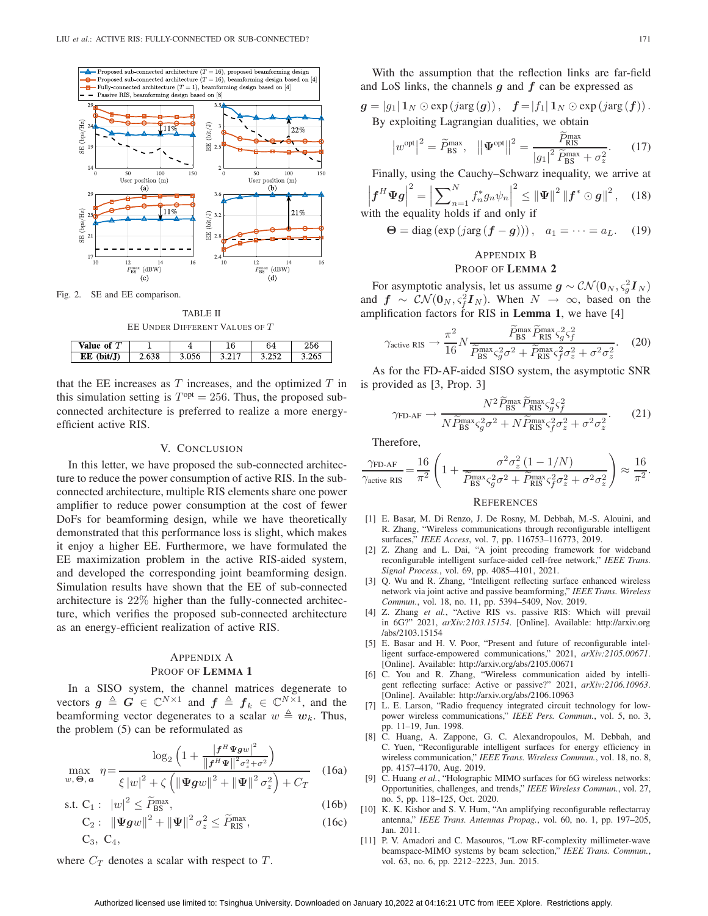Proposed sub-connected architecture ($T = 16$), proposed beamforming design
Proposed sub-connected architecture ($T = 16$), beamforming design based on [4]
Fully-connected architecture ($T = 1$), beamforming design based on [4]
Passive RIS, beamforming design based on [8]

SE (bps/Hz)
User position (m)
(a)
11%

EE (bit/J)
User position (m)
(b)
22%

SE (bps/Hz)
$P_{\rm BS}^{\max}$ (dBW)
(c)
11%

EE (bit/J)
$P_{\rm BS}^{\max}$ (dBW)
(d)
21%

Fig. 2. SE and EE comparison.

TABLE II

EE Under Different Values of $T$

| Value of $T$ | 1 | 4 | 16 | 64 | 256 |
|---|---|---|---|---|---|
| EE (bit/J) | 2.638 | 3.056 | 3.217 | 3.252 | 3.265 |

that the EE increases as $T$ increases, and the optimized $T$ in this simulation setting is $T^{\rm opt} = 256$. Thus, the proposed sub-connected architecture is preferred to realize a more energy-efficient active RIS.

## V. Conclusion

In this letter, we have proposed the sub-connected architecture to reduce the power consumption of active RIS. In the sub-connected architecture, multiple RIS elements share one power amplifier to reduce power consumption at the cost of fewer DoFs for beamforming design, while we have theoretically demonstrated that this performance loss is slight, which makes it enjoy a higher EE. Furthermore, we have formulated the EE maximization problem in the active RIS-aided system, and developed the corresponding joint beamforming design. Simulation results have shown that the EE of sub-connected architecture is 22% higher than the fully-connected architecture, which verifies the proposed sub-connected architecture as an energy-efficient realization of active RIS.

## Appendix A
## Proof of Lemma 1

In a SISO system, the channel matrices degenerate to vectors $\boldsymbol{g} \triangleq \boldsymbol{G} \in \mathbb{C}^{N\times 1}$ and $\boldsymbol{f} \triangleq \boldsymbol{f}_k \in \mathbb{C}^{N\times 1}$, and the beamforming vector degenerates to a scalar $w \triangleq \boldsymbol{w}_k$. Thus, the problem (5) can be reformulated as

$$\max_{w,\boldsymbol{\Theta},\boldsymbol{a}} \ \eta = \frac{\log_2\left(1+\frac{\left|\boldsymbol{f}^H\boldsymbol{\Psi}\boldsymbol{g}w\right|^2}{\left\|\boldsymbol{f}^H\boldsymbol{\Psi}\right\|^2\sigma_z^2+\sigma^2}\right)}{\xi|w|^2+\zeta\left(\|\boldsymbol{\Psi}\boldsymbol{g}w\|^2+\|\boldsymbol{\Psi}\|^2\sigma_z^2\right)+C_T} \tag{16a}$$

$$\text{s.t. } \mathrm{C}_1: \ |w|^2 \leq P_{\rm BS}^{\max}, \tag{16b}$$

$$\mathrm{C}_2: \ \|\boldsymbol{\Psi}\boldsymbol{g}w\|^2+\|\boldsymbol{\Psi}\|^2\sigma_z^2 \leq P_{\rm RIS}^{\max}, \tag{16c}$$

$$\mathrm{C}_3, \ \mathrm{C}_4,$$

where $C_T$ denotes a scalar with respect to $T$.

With the assumption that the reflection links are far-field and LoS links, the channels $\boldsymbol{g}$ and $\boldsymbol{f}$ can be expressed as

$$\boldsymbol{g} = |g_1|\boldsymbol{1}_N \odot \exp\left(j\arg\left(\boldsymbol{g}\right)\right), \quad \boldsymbol{f} = |f_1|\boldsymbol{1}_N \odot \exp\left(j\arg\left(\boldsymbol{f}\right)\right).$$

By exploiting Lagrangian dualities, we obtain

$$\left|w^{\rm opt}\right|^2 = \widetilde{P}_{\rm BS}^{\max}, \quad \left\|\boldsymbol{\Psi}^{\rm opt}\right\|^2 = \frac{\widetilde{P}_{\rm RIS}^{\max}}{|g_1|^2\widetilde{P}_{\rm BS}^{\max}+\sigma_z^2}. \tag{17}$$

Finally, using the Cauchy–Schwarz inequality, we arrive at

$$\left|\boldsymbol{f}^H\boldsymbol{\Psi}\boldsymbol{g}\right|^2 = \left|\sum\nolimits_{n=1}^{N} f_n^* g_n \psi_n\right|^2 \leq \|\boldsymbol{\Psi}\|^2\left\|\boldsymbol{f}^*\odot\boldsymbol{g}\right\|^2, \tag{18}$$

with the equality holds if and only if

$$\boldsymbol{\Theta} = \mathrm{diag}\left(\exp\left(j\arg\left(\boldsymbol{f}-\boldsymbol{g}\right)\right)\right), \quad a_1 = \cdots = a_L. \tag{19}$$

## Appendix B
## Proof of Lemma 2

For asymptotic analysis, let us assume $\boldsymbol{g} \sim \mathcal{CN}(\boldsymbol{0}_N, \varsigma_g^2\boldsymbol{I}_N)$ and $\boldsymbol{f} \sim \mathcal{CN}(\boldsymbol{0}_N, \varsigma_f^2\boldsymbol{I}_N)$. When $N \to \infty$, based on the amplification factors for RIS in **Lemma 1**, we have [4]

$$\gamma_{\text{active RIS}} \to \frac{\pi^2}{16}N\frac{\widetilde{P}_{\rm BS}^{\max}\widetilde{P}_{\rm RIS}^{\max}\varsigma_g^2\varsigma_f^2}{\widetilde{P}_{\rm BS}^{\max}\varsigma_g^2\sigma^2+\widetilde{P}_{\rm RIS}^{\max}\varsigma_f^2\sigma_z^2+\sigma^2\sigma_z^2}. \tag{20}$$

As for the FD-AF-aided SISO system, the asymptotic SNR is provided as [3, Prop. 3]

$$\gamma_{\text{FD-AF}} \to \frac{N^2\widetilde{P}_{\rm BS}^{\max}\widetilde{P}_{\rm RIS}^{\max}\varsigma_g^2\varsigma_f^2}{N\widetilde{P}_{\rm BS}^{\max}\varsigma_g^2\sigma^2+N\widetilde{P}_{\rm RIS}^{\max}\varsigma_f^2\sigma_z^2+\sigma^2\sigma_z^2}. \tag{21}$$

Therefore,

$$\frac{\gamma_{\text{FD-AF}}}{\gamma_{\text{active RIS}}} = \frac{16}{\pi^2}\left(1+\frac{\sigma^2\sigma_z^2\left(1-1/N\right)}{\widetilde{P}_{\rm BS}^{\max}\varsigma_g^2\sigma^2+\widetilde{P}_{\rm RIS}^{\max}\varsigma_f^2\sigma_z^2+\sigma^2\sigma_z^2}\right) \approx \frac{16}{\pi^2}.$$

## References

[1] E. Basar, M. Di Renzo, J. De Rosny, M. Debbah, M.-S. Alouini, and R. Zhang, "Wireless communications through reconfigurable intelligent surfaces," *IEEE Access*, vol. 7, pp. 116753–116773, 2019.

[2] Z. Zhang and L. Dai, "A joint precoding framework for wideband reconfigurable intelligent surface-aided cell-free network," *IEEE Trans. Signal Process.*, vol. 69, pp. 4085–4101, 2021.

[3] Q. Wu and R. Zhang, "Intelligent reflecting surface enhanced wireless network via joint active and passive beamforming," *IEEE Trans. Wireless Commun.*, vol. 18, no. 11, pp. 5394–5409, Nov. 2019.

[4] Z. Zhang *et al.*, "Active RIS vs. passive RIS: Which will prevail in 6G?" 2021, *arXiv:2103.15154*. [Online]. Available: http://arxiv.org/abs/2103.15154

[5] E. Basar and H. V. Poor, "Present and future of reconfigurable intelligent surface-empowered communications," 2021, *arXiv:2105.00671*. [Online]. Available: http://arxiv.org/abs/2105.00671

[6] C. You and R. Zhang, "Wireless communication aided by intelligent reflecting surface: Active or passive?" 2021, *arXiv:2106.10963*. [Online]. Available: http://arxiv.org/abs/2106.10963

[7] L. E. Larson, "Radio frequency integrated circuit technology for low-power wireless communications," *IEEE Pers. Commun.*, vol. 5, no. 3, pp. 11–19, Jun. 1998.

[8] C. Huang, A. Zappone, G. C. Alexandropoulos, M. Debbah, and C. Yuen, "Reconfigurable intelligent surfaces for energy efficiency in wireless communication," *IEEE Trans. Wireless Commun.*, vol. 18, no. 8, pp. 4157–4170, Aug. 2019.

[9] C. Huang *et al.*, "Holographic MIMO surfaces for 6G wireless networks: Opportunities, challenges, and trends," *IEEE Wireless Commun.*, vol. 27, no. 5, pp. 118–125, Oct. 2020.

[10] K. K. Kishor and S. V. Hum, "An amplifying reconfigurable reflectarray antenna," *IEEE Trans. Antennas Propag.*, vol. 60, no. 1, pp. 197–205, Jan. 2011.

[11] P. V. Amadori and C. Masouros, "Low RF-complexity millimeter-wave beamspace-MIMO systems by beam selection," *IEEE Trans. Commun.*, vol. 63, no. 6, pp. 2212–2223, Jun. 2015.